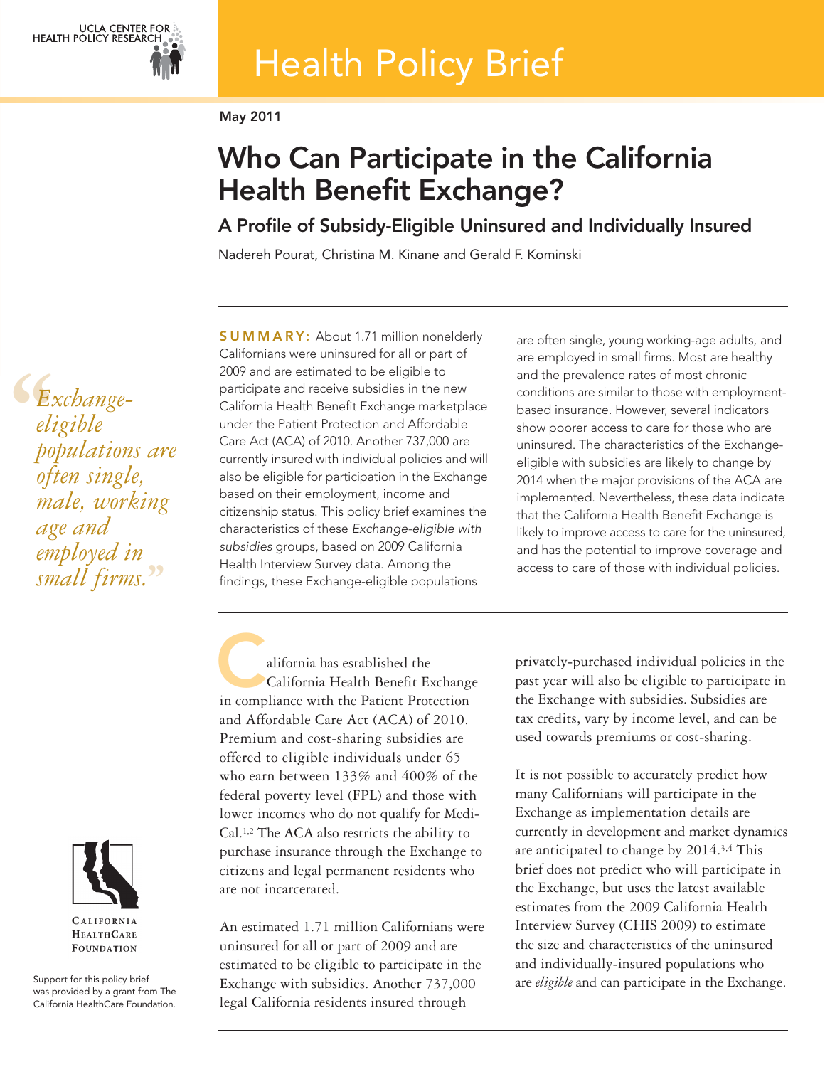UCLA CENTER FOR HEALTH POLICY RESEARCH

# Health Policy Brief

May 2011

# Who Can Participate in the California Health Benefit Exchange?

## A Profile of Subsidy-Eligible Uninsured and Individually Insured

Nadereh Pourat, Christina M. Kinane and Gerald F. Kominski

> *"Exchange-eligible populations are often single, male, working age and employed in small firms."*

**SUMMARY:** About 1.71 million nonelderly Californians were uninsured for all or part of 2009 and are estimated to be eligible to participate and receive subsidies in the new California Health Benefit Exchange marketplace under the Patient Protection and Affordable Care Act (ACA) of 2010. Another 737,000 are currently insured with individual policies and will also be eligible for participation in the Exchange based on their employment, income and citizenship status. This policy brief examines the characteristics of these *Exchange-eligible with subsidies* groups, based on 2009 California Health Interview Survey data. Among the findings, these Exchange-eligible populations are often single, young working-age adults, and are employed in small firms. Most are healthy and the prevalence rates of most chronic conditions are similar to those with employment-based insurance. However, several indicators show poorer access to care for those who are uninsured. The characteristics of the Exchange-eligible with subsidies are likely to change by 2014 when the major provisions of the ACA are implemented. Nevertheless, these data indicate that the California Health Benefit Exchange is likely to improve access to care for the uninsured, and has the potential to improve coverage and access to care of those with individual policies.

California has established the California Health Benefit Exchange in compliance with the Patient Protection and Affordable Care Act (ACA) of 2010. Premium and cost-sharing subsidies are offered to eligible individuals under 65 who earn between 133% and 400% of the federal poverty level (FPL) and those with lower incomes who do not qualify for Medi-Cal.[1,2] The ACA also restricts the ability to purchase insurance through the Exchange to citizens and legal permanent residents who are not incarcerated.

An estimated 1.71 million Californians were uninsured for all or part of 2009 and are estimated to be eligible to participate in the Exchange with subsidies. Another 737,000 legal California residents insured through privately-purchased individual policies in the past year will also be eligible to participate in the Exchange with subsidies. Subsidies are tax credits, vary by income level, and can be used towards premiums or cost-sharing.

It is not possible to accurately predict how many Californians will participate in the Exchange as implementation details are currently in development and market dynamics are anticipated to change by 2014.[3,4] This brief does not predict who will participate in the Exchange, but uses the latest available estimates from the 2009 California Health Interview Survey (CHIS 2009) to estimate the size and characteristics of the uninsured and individually-insured populations who are *eligible* and can participate in the Exchange.

CALIFORNIA HEALTHCARE FOUNDATION

Support for this policy brief was provided by a grant from The California HealthCare Foundation.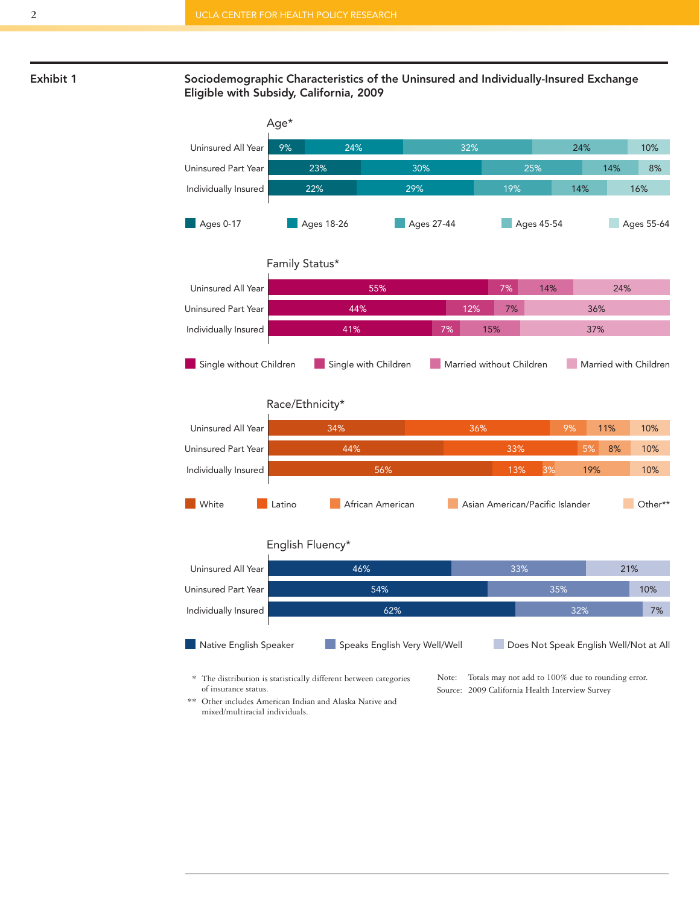## Exhibit 1

**Sociodemographic Characteristics of the Uninsured and Individually-Insured Exchange Eligible with Subsidy, California, 2009**

### Age*

| | Ages 0-17 | Ages 18-26 | Ages 27-44 | Ages 45-54 | Ages 55-64 |
|---|---|---|---|---|---|
| Uninsured All Year | 9% | 24% | 32% | 24% | 10% |
| Uninsured Part Year | 23% | 30% | 25% | 14% | 8% |
| Individually Insured | 22% | 29% | 19% | 14% | 16% |

### Family Status*

| | Single without Children | Single with Children | Married without Children | Married with Children |
|---|---|---|---|---|
| Uninsured All Year | 55% | 7% | 14% | 24% |
| Uninsured Part Year | 44% | 12% | 7% | 36% |
| Individually Insured | 41% | 7% | 15% | 37% |

### Race/Ethnicity*

| | White | Latino | African American | Asian American/Pacific Islander | Other** |
|---|---|---|---|---|---|
| Uninsured All Year | 34% | 36% | 9% | 11% | 10% |
| Uninsured Part Year | 44% | 33% | 5% | 8% | 10% |
| Individually Insured | 56% | 13% | 3% | 19% | 10% |

### English Fluency*

| | Native English Speaker | Speaks English Very Well/Well | Does Not Speak English Well/Not at All |
|---|---|---|---|
| Uninsured All Year | 46% | 33% | 21% |
| Uninsured Part Year | 54% | 35% | 10% |
| Individually Insured | 62% | 32% | 7% |

\* The distribution is statistically different between categories of insurance status.

\*\* Other includes American Indian and Alaska Native and mixed/multiracial individuals.

Note: Totals may not add to 100% due to rounding error.

Source: 2009 California Health Interview Survey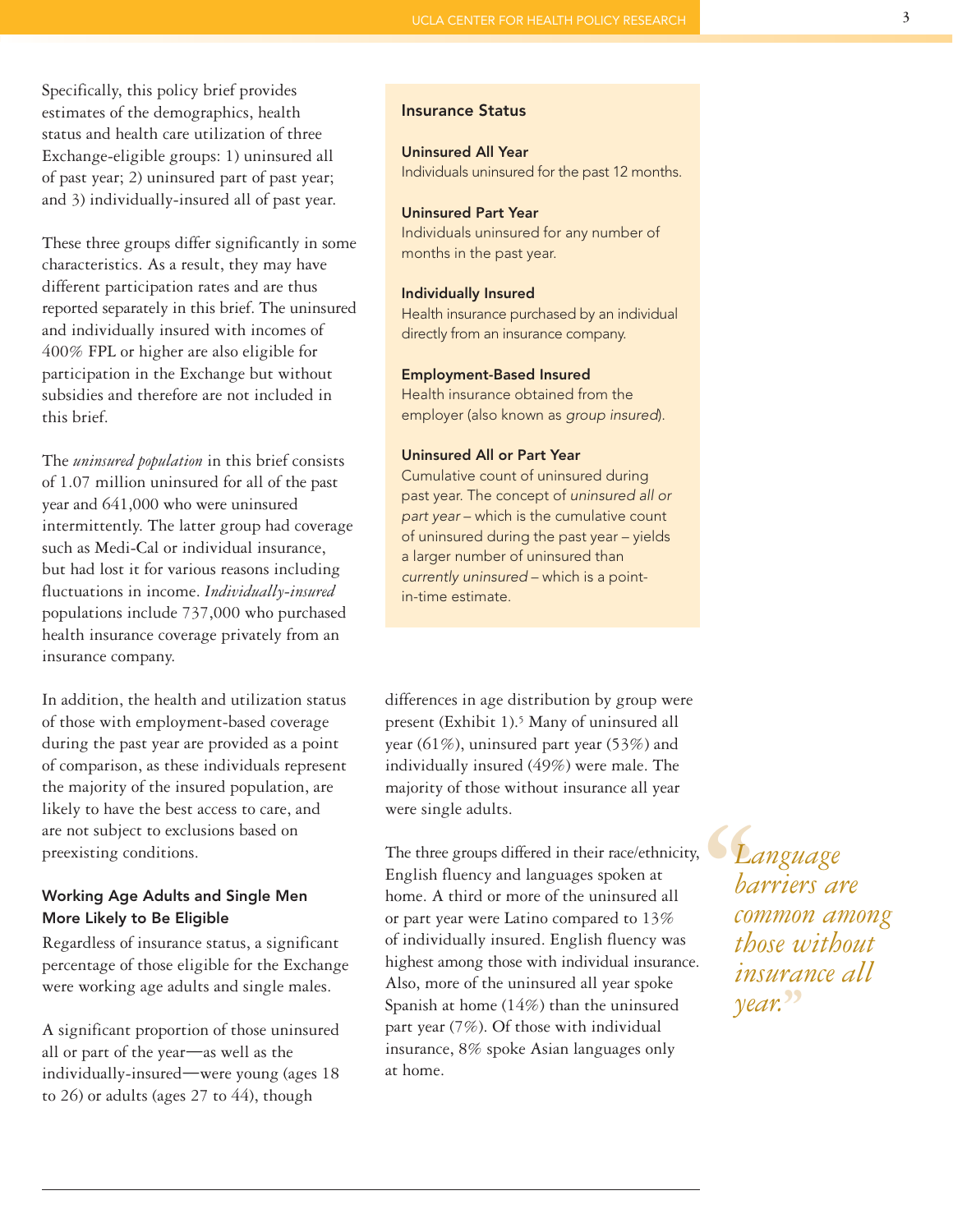Specifically, this policy brief provides estimates of the demographics, health status and health care utilization of three Exchange-eligible groups: 1) uninsured all of past year; 2) uninsured part of past year; and 3) individually-insured all of past year.

These three groups differ significantly in some characteristics. As a result, they may have different participation rates and are thus reported separately in this brief. The uninsured and individually insured with incomes of 400% FPL or higher are also eligible for participation in the Exchange but without subsidies and therefore are not included in this brief.

The *uninsured population* in this brief consists of 1.07 million uninsured for all of the past year and 641,000 who were uninsured intermittently. The latter group had coverage such as Medi-Cal or individual insurance, but had lost it for various reasons including fluctuations in income. *Individually-insured* populations include 737,000 who purchased health insurance coverage privately from an insurance company.

In addition, the health and utilization status of those with employment-based coverage during the past year are provided as a point of comparison, as these individuals represent the majority of the insured population, are likely to have the best access to care, and are not subject to exclusions based on preexisting conditions.

> **Insurance Status**
>
> **Uninsured All Year**
> Individuals uninsured for the past 12 months.
>
> **Uninsured Part Year**
> Individuals uninsured for any number of months in the past year.
>
> **Individually Insured**
> Health insurance purchased by an individual directly from an insurance company.
>
> **Employment-Based Insured**
> Health insurance obtained from the employer (also known as *group insured*).
>
> **Uninsured All or Part Year**
> Cumulative count of uninsured during past year. The concept of *uninsured all or part year* – which is the cumulative count of uninsured during the past year – yields a larger number of uninsured than *currently uninsured* – which is a point-in-time estimate.

### Working Age Adults and Single Men More Likely to Be Eligible

Regardless of insurance status, a significant percentage of those eligible for the Exchange were working age adults and single males.

A significant proportion of those uninsured all or part of the year—as well as the individually-insured—were young (ages 18 to 26) or adults (ages 27 to 44), though differences in age distribution by group were present (Exhibit 1).[5] Many of uninsured all year (61%), uninsured part year (53%) and individually insured (49%) were male. The majority of those without insurance all year were single adults.

The three groups differed in their race/ethnicity, English fluency and languages spoken at home. A third or more of the uninsured all or part year were Latino compared to 13% of individually insured. English fluency was highest among those with individual insurance. Also, more of the uninsured all year spoke Spanish at home (14%) than the uninsured part year (7%). Of those with individual insurance, 8% spoke Asian languages only at home.

> *"Language barriers are common among those without insurance all year."*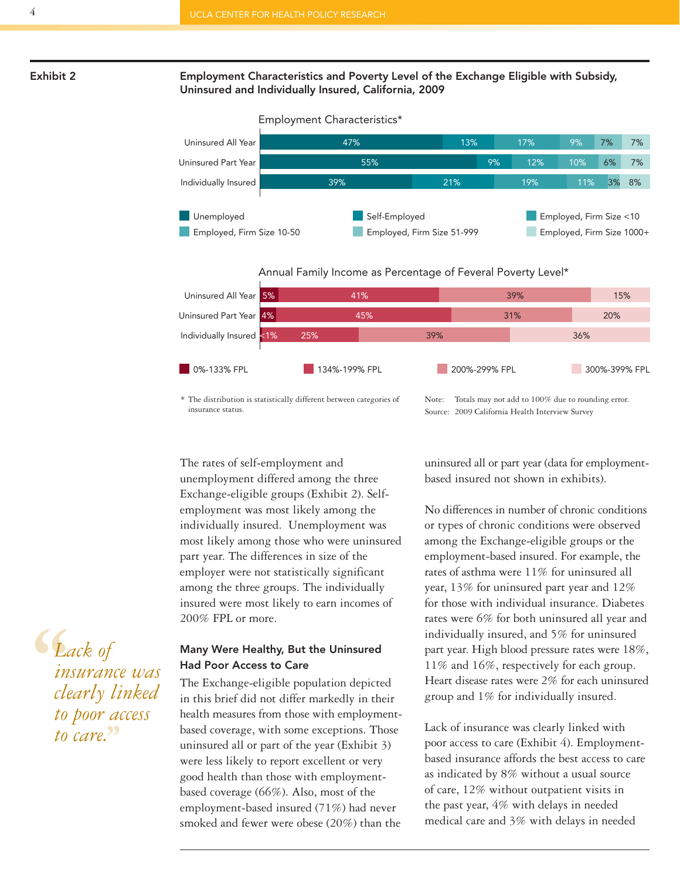## Exhibit 2

**Employment Characteristics and Poverty Level of the Exchange Eligible with Subsidy, Uninsured and Individually Insured, California, 2009**

Employment Characteristics*

| | Unemployed | Self-Employed | Employed, Firm Size <10 | Employed, Firm Size 10-50 | Employed, Firm Size 51-999 | Employed, Firm Size 1000+ |
|---|---|---|---|---|---|---|
| Uninsured All Year | 47% | 13% | 17% | 9% | 7% | 7% |
| Uninsured Part Year | 55% | 9% | 12% | 10% | 6% | 7% |
| Individually Insured | 39% | 21% | 19% | 11% | 3% | 8% |

Annual Family Income as Percentage of Feveral Poverty Level*

| | 0%-133% FPL | 134%-199% FPL | 200%-299% FPL | 300%-399% FPL |
|---|---|---|---|---|
| Uninsured All Year | 5% | 41% | 39% | 15% |
| Uninsured Part Year | 4% | 45% | 31% | 20% |
| Individually Insured | <1% | 25% | 39% | 36% |

\* The distribution is statistically different between categories of insurance status.

Note: Totals may not add to 100% due to rounding error.
Source: 2009 California Health Interview Survey

The rates of self-employment and unemployment differed among the three Exchange-eligible groups (Exhibit 2). Self-employment was most likely among the individually insured. Unemployment was most likely among those who were uninsured part year. The differences in size of the employer were not statistically significant among the three groups. The individually insured were most likely to earn incomes of 200% FPL or more.

> *"Lack of insurance was clearly linked to poor access to care."*

### Many Were Healthy, But the Uninsured Had Poor Access to Care

The Exchange-eligible population depicted in this brief did not differ markedly in their health measures from those with employment-based coverage, with some exceptions. Those uninsured all or part of the year (Exhibit 3) were less likely to report excellent or very good health than those with employment-based coverage (66%). Also, most of the employment-based insured (71%) had never smoked and fewer were obese (20%) than the uninsured all or part year (data for employment-based insured not shown in exhibits).

No differences in number of chronic conditions or types of chronic conditions were observed among the Exchange-eligible groups or the employment-based insured. For example, the rates of asthma were 11% for uninsured all year, 13% for uninsured part year and 12% for those with individual insurance. Diabetes rates were 6% for both uninsured all year and individually insured, and 5% for uninsured part year. High blood pressure rates were 18%, 11% and 16%, respectively for each group. Heart disease rates were 2% for each uninsured group and 1% for individually insured.

Lack of insurance was clearly linked with poor access to care (Exhibit 4). Employment-based insurance affords the best access to care as indicated by 8% without a usual source of care, 12% without outpatient visits in the past year, 4% with delays in needed medical care and 3% with delays in needed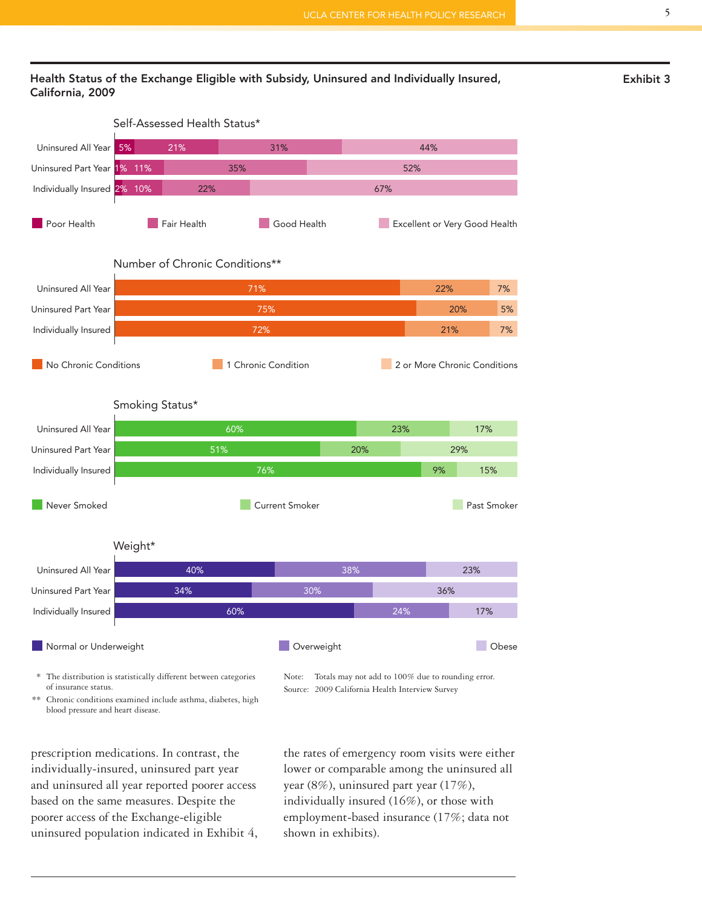## Health Status of the Exchange Eligible with Subsidy, Uninsured and Individually Insured, California, 2009

**Exhibit 3**

### Self-Assessed Health Status*

| | Poor Health | Fair Health | Good Health | Excellent or Very Good Health |
|---|---|---|---|---|
| Uninsured All Year | 5% | 21% | 31% | 44% |
| Uninsured Part Year | 1% | 11% | 35% | 52% |
| Individually Insured | 2% | 10% | 22% | 67% |

### Number of Chronic Conditions**

| | No Chronic Conditions | 1 Chronic Condition | 2 or More Chronic Conditions |
|---|---|---|---|
| Uninsured All Year | 71% | 22% | 7% |
| Uninsured Part Year | 75% | 20% | 5% |
| Individually Insured | 72% | 21% | 7% |

### Smoking Status*

| | Never Smoked | Current Smoker | Past Smoker |
|---|---|---|---|
| Uninsured All Year | 60% | 23% | 17% |
| Uninsured Part Year | 51% | 20% | 29% |
| Individually Insured | 76% | 9% | 15% |

### Weight*

| | Normal or Underweight | Overweight | Obese |
|---|---|---|---|
| Uninsured All Year | 40% | 38% | 23% |
| Uninsured Part Year | 34% | 30% | 36% |
| Individually Insured | 60% | 24% | 17% |

\* The distribution is statistically different between categories of insurance status.

\*\* Chronic conditions examined include asthma, diabetes, high blood pressure and heart disease.

Note: Totals may not add to 100% due to rounding error.

Source: 2009 California Health Interview Survey

prescription medications. In contrast, the individually-insured, uninsured part year and uninsured all year reported poorer access based on the same measures. Despite the poorer access of the Exchange-eligible uninsured population indicated in Exhibit 4, the rates of emergency room visits were either lower or comparable among the uninsured all year (8%), uninsured part year (17%), individually insured (16%), or those with employment-based insurance (17%; data not shown in exhibits).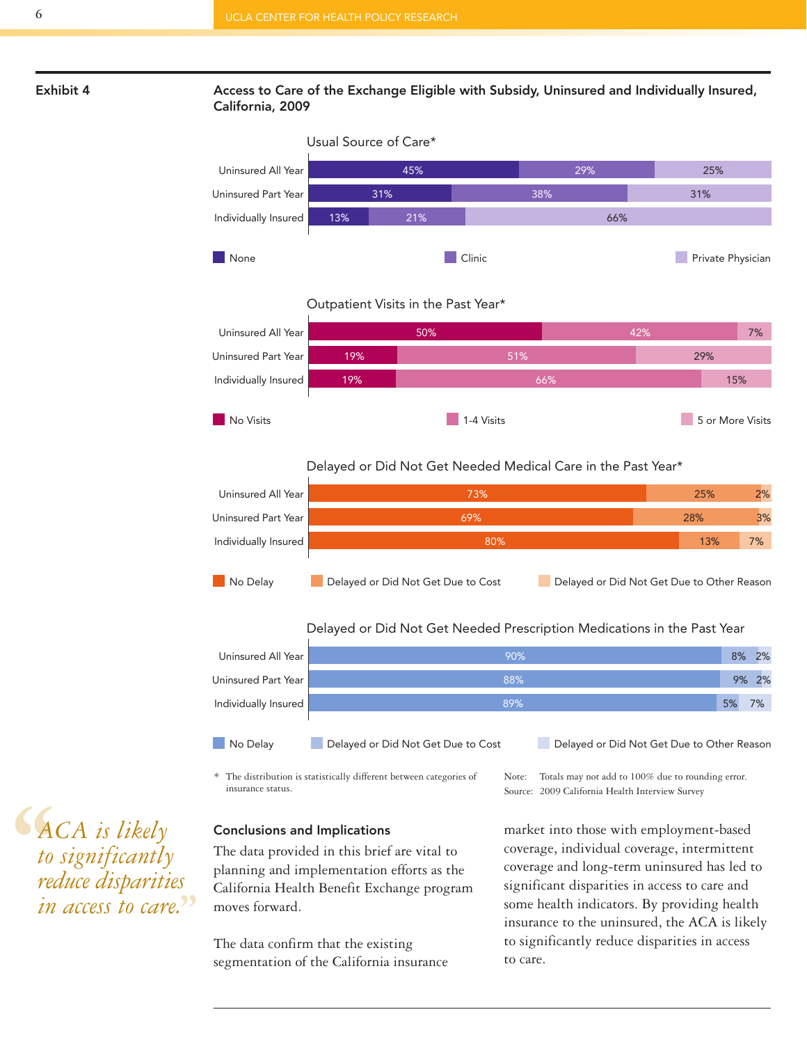**Exhibit 4**

**Access to Care of the Exchange Eligible with Subsidy, Uninsured and Individually Insured, California, 2009**

Usual Source of Care*

| | None | Clinic | Private Physician |
|---|---|---|---|
| Uninsured All Year | 45% | 29% | 25% |
| Uninsured Part Year | 31% | 38% | 31% |
| Individually Insured | 13% | 21% | 66% |

Outpatient Visits in the Past Year*

| | No Visits | 1-4 Visits | 5 or More Visits |
|---|---|---|---|
| Uninsured All Year | 50% | 42% | 7% |
| Uninsured Part Year | 19% | 51% | 29% |
| Individually Insured | 19% | 66% | 15% |

Delayed or Did Not Get Needed Medical Care in the Past Year*

| | No Delay | Delayed or Did Not Get Due to Cost | Delayed or Did Not Get Due to Other Reason |
|---|---|---|---|
| Uninsured All Year | 73% | 25% | 2% |
| Uninsured Part Year | 69% | 28% | 3% |
| Individually Insured | 80% | 13% | 7% |

Delayed or Did Not Get Needed Prescription Medications in the Past Year

| | No Delay | Delayed or Did Not Get Due to Cost | Delayed or Did Not Get Due to Other Reason |
|---|---|---|---|
| Uninsured All Year | 90% | 8% | 2% |
| Uninsured Part Year | 88% | 9% | 2% |
| Individually Insured | 89% | 5% | 7% |

\* The distribution is statistically different between categories of insurance status.

Note: Totals may not add to 100% due to rounding error.
Source: 2009 California Health Interview Survey

## Conclusions and Implications

The data provided in this brief are vital to planning and implementation efforts as the California Health Benefit Exchange program moves forward.

The data confirm that the existing segmentation of the California insurance market into those with employment-based coverage, individual coverage, intermittent coverage and long-term uninsured has led to significant disparities in access to care and some health indicators. By providing health insurance to the uninsured, the ACA is likely to significantly reduce disparities in access to care.

> *"ACA is likely to significantly reduce disparities in access to care."*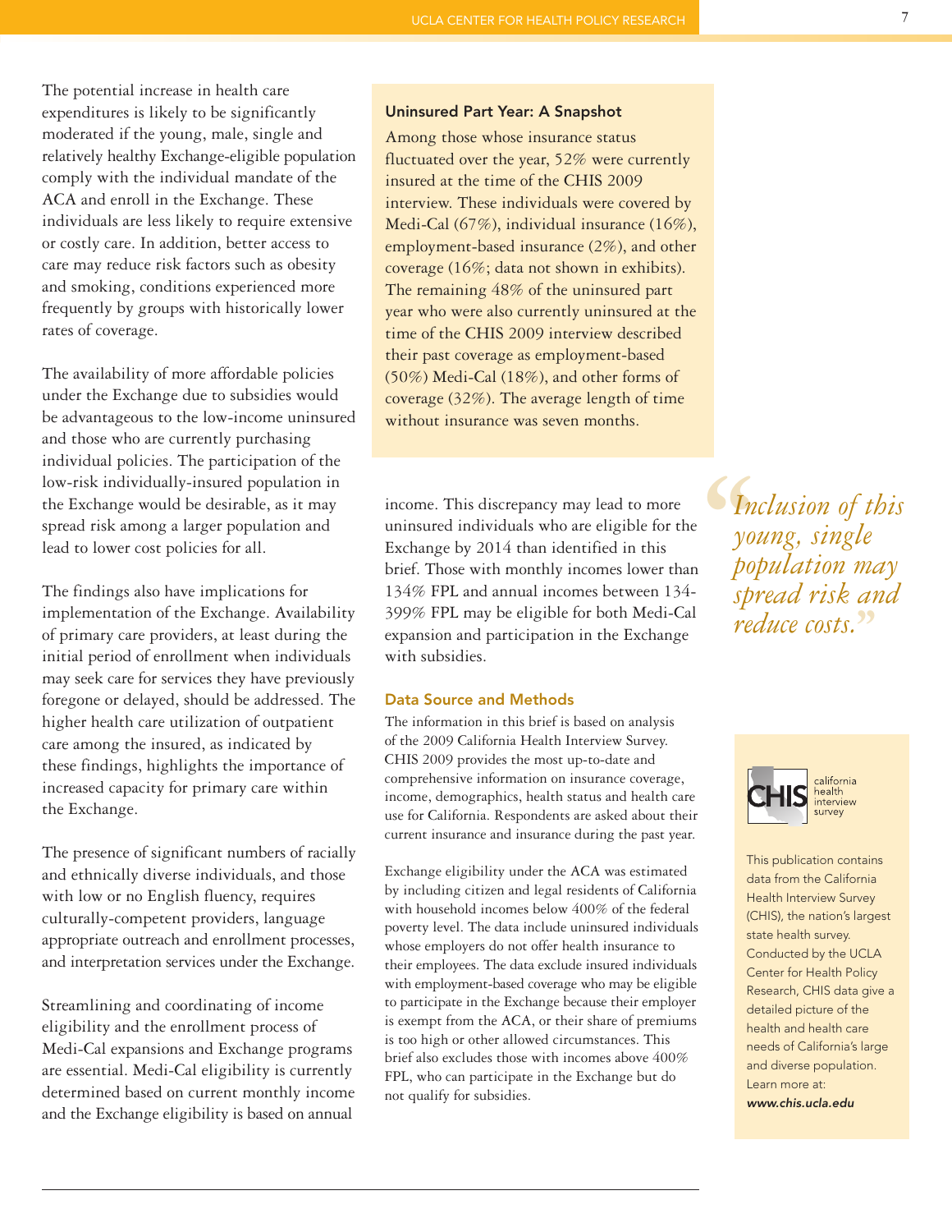The potential increase in health care expenditures is likely to be significantly moderated if the young, male, single and relatively healthy Exchange-eligible population comply with the individual mandate of the ACA and enroll in the Exchange. These individuals are less likely to require extensive or costly care. In addition, better access to care may reduce risk factors such as obesity and smoking, conditions experienced more frequently by groups with historically lower rates of coverage.

The availability of more affordable policies under the Exchange due to subsidies would be advantageous to the low-income uninsured and those who are currently purchasing individual policies. The participation of the low-risk individually-insured population in the Exchange would be desirable, as it may spread risk among a larger population and lead to lower cost policies for all.

The findings also have implications for implementation of the Exchange. Availability of primary care providers, at least during the initial period of enrollment when individuals may seek care for services they have previously foregone or delayed, should be addressed. The higher health care utilization of outpatient care among the insured, as indicated by these findings, highlights the importance of increased capacity for primary care within the Exchange.

The presence of significant numbers of racially and ethnically diverse individuals, and those with low or no English fluency, requires culturally-competent providers, language appropriate outreach and enrollment processes, and interpretation services under the Exchange.

Streamlining and coordinating of income eligibility and the enrollment process of Medi-Cal expansions and Exchange programs are essential. Medi-Cal eligibility is currently determined based on current monthly income and the Exchange eligibility is based on annual income. This discrepancy may lead to more uninsured individuals who are eligible for the Exchange by 2014 than identified in this brief. Those with monthly incomes lower than 134% FPL and annual incomes between 134-399% FPL may be eligible for both Medi-Cal expansion and participation in the Exchange with subsidies.

### Uninsured Part Year: A Snapshot

Among those whose insurance status fluctuated over the year, 52% were currently insured at the time of the CHIS 2009 interview. These individuals were covered by Medi-Cal (67%), individual insurance (16%), employment-based insurance (2%), and other coverage (16%; data not shown in exhibits). The remaining 48% of the uninsured part year who were also currently uninsured at the time of the CHIS 2009 interview described their past coverage as employment-based (50%) Medi-Cal (18%), and other forms of coverage (32%). The average length of time without insurance was seven months.

> *"Inclusion of this young, single population may spread risk and reduce costs."*

## Data Source and Methods

The information in this brief is based on analysis of the 2009 California Health Interview Survey. CHIS 2009 provides the most up-to-date and comprehensive information on insurance coverage, income, demographics, health status and health care use for California. Respondents are asked about their current insurance and insurance during the past year.

Exchange eligibility under the ACA was estimated by including citizen and legal residents of California with household incomes below 400% of the federal poverty level. The data include uninsured individuals whose employers do not offer health insurance to their employees. The data exclude insured individuals with employment-based coverage who may be eligible to participate in the Exchange because their employer is exempt from the ACA, or their share of premiums is too high or other allowed circumstances. This brief also excludes those with incomes above 400% FPL, who can participate in the Exchange but do not qualify for subsidies.

CHIS california health interview survey

This publication contains data from the California Health Interview Survey (CHIS), the nation's largest state health survey. Conducted by the UCLA Center for Health Policy Research, CHIS data give a detailed picture of the health and health care needs of California's large and diverse population. Learn more at: ***www.chis.ucla.edu***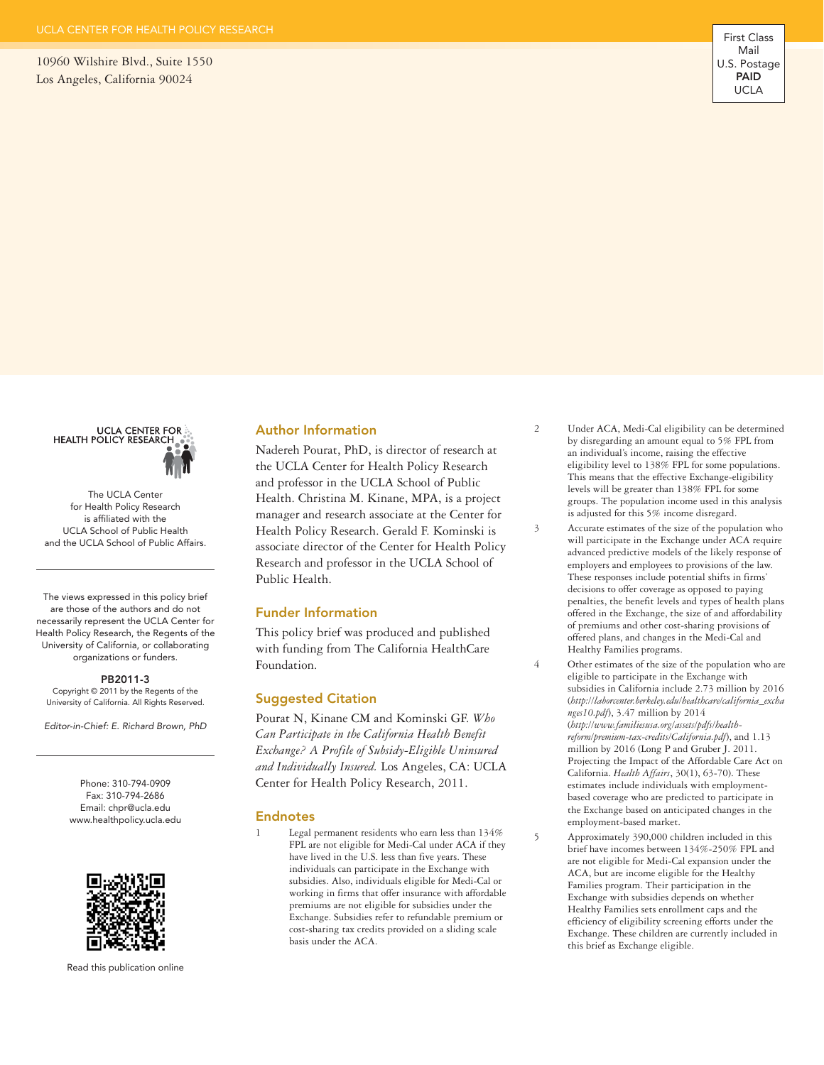UCLA CENTER FOR HEALTH POLICY RESEARCH

10960 Wilshire Blvd., Suite 1550
Los Angeles, California 90024

First Class Mail
U.S. Postage
**PAID**
UCLA

UCLA CENTER FOR HEALTH POLICY RESEARCH

The UCLA Center for Health Policy Research is affiliated with the UCLA School of Public Health and the UCLA School of Public Affairs.

The views expressed in this policy brief are those of the authors and do not necessarily represent the UCLA Center for Health Policy Research, the Regents of the University of California, or collaborating organizations or funders.

**PB2011-3**
Copyright © 2011 by the Regents of the University of California. All Rights Reserved.

*Editor-in-Chief: E. Richard Brown, PhD*

Phone: 310-794-0909
Fax: 310-794-2686
Email: chpr@ucla.edu
www.healthpolicy.ucla.edu

Read this publication online

## Author Information

Nadereh Pourat, PhD, is director of research at the UCLA Center for Health Policy Research and professor in the UCLA School of Public Health. Christina M. Kinane, MPA, is a project manager and research associate at the Center for Health Policy Research. Gerald F. Kominski is associate director of the Center for Health Policy Research and professor in the UCLA School of Public Health.

## Funder Information

This policy brief was produced and published with funding from The California HealthCare Foundation.

## Suggested Citation

Pourat N, Kinane CM and Kominski GF. *Who Can Participate in the California Health Benefit Exchange? A Profile of Subsidy-Eligible Uninsured and Individually Insured.* Los Angeles, CA: UCLA Center for Health Policy Research, 2011.

## Endnotes

1. Legal permanent residents who earn less than 134% FPL are not eligible for Medi-Cal under ACA if they have lived in the U.S. less than five years. These individuals can participate in the Exchange with subsidies. Also, individuals eligible for Medi-Cal or working in firms that offer insurance with affordable premiums are not eligible for subsidies under the Exchange. Subsidies refer to refundable premium or cost-sharing tax credits provided on a sliding scale basis under the ACA.

2. Under ACA, Medi-Cal eligibility can be determined by disregarding an amount equal to 5% FPL from an individual's income, raising the effective eligibility level to 138% FPL for some populations. This means that the effective Exchange-eligibility levels will be greater than 138% FPL for some groups. The population income used in this analysis is adjusted for this 5% income disregard.

3. Accurate estimates of the size of the population who will participate in the Exchange under ACA require advanced predictive models of the likely response of employers and employees to provisions of the law. These responses include potential shifts in firms' decisions to offer coverage as opposed to paying penalties, the benefit levels and types of health plans offered in the Exchange, the size of and affordability of premiums and other cost-sharing provisions of offered plans, and changes in the Medi-Cal and Healthy Families programs.

4. Other estimates of the size of the population who are eligible to participate in the Exchange with subsidies in California include 2.73 million by 2016 (*http://laborcenter.berkeley.edu/healthcare/california_exchanges10.pdf*), 3.47 million by 2014 (*http://www.familiesusa.org/assets/pdfs/health-reform/premium-tax-credits/California.pdf*), and 1.13 million by 2016 (Long P and Gruber J. 2011. Projecting the Impact of the Affordable Care Act on California. *Health Affairs*, 30(1), 63-70). These estimates include individuals with employment-based coverage who are predicted to participate in the Exchange based on anticipated changes in the employment-based market.

5. Approximately 390,000 children included in this brief have incomes between 134%-250% FPL and are not eligible for Medi-Cal expansion under the ACA, but are income eligible for the Healthy Families program. Their participation in the Exchange with subsidies depends on whether Healthy Families sets enrollment caps and the efficiency of eligibility screening efforts under the Exchange. These children are currently included in this brief as Exchange eligible.